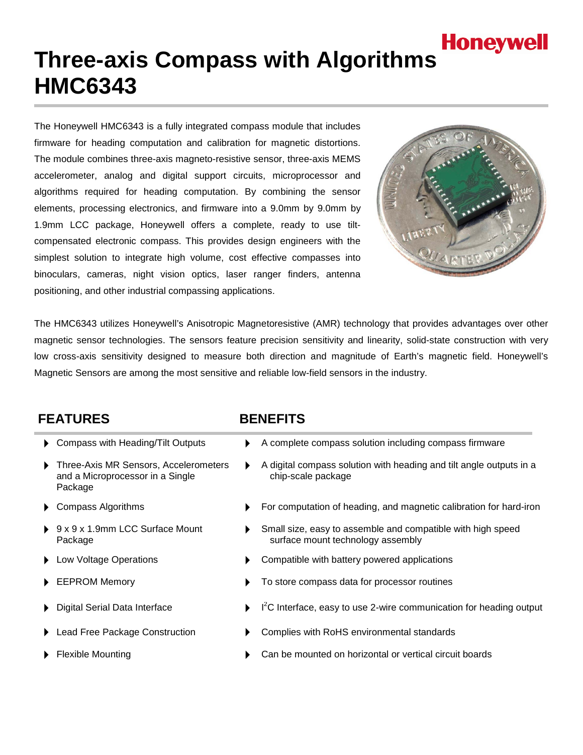# Three-axis Compass with Algorithms HMC6343

Honeywell

The Honeywell HMC6343 is a fully integrated compass module that includes firmware for heading computation and calibration for magnetic distortions. The module combines three-axis magneto-resistive sensor, three-axis MEMS accelerometer, analog and digital support circuits, microprocessor and algorithms required for heading computation. By combining the sensor elements, processing electronics, and firmware into a 9.0mm by 9.0mm by 1.9mm LCC package, Honeywell offers a complete, ready to use tilt-compensated electronic compass. This provides design engineers with the simplest solution to integrate high volume, cost effective compasses into binoculars, cameras, night vision optics, laser ranger finders, antenna positioning, and other industrial compassing applications.

The HMC6343 utilizes Honeywell's Anisotropic Magnetoresistive (AMR) technology that provides advantages over other magnetic sensor technologies. The sensors feature precision sensitivity and linearity, solid-state construction with very low cross-axis sensitivity designed to measure both direction and magnitude of Earth's magnetic field. Honeywell's Magnetic Sensors are among the most sensitive and reliable low-field sensors in the industry.

| FEATURES | BENEFITS |
|---|---|
| Compass with Heading/Tilt Outputs | A complete compass solution including compass firmware |
| Three-Axis MR Sensors, Accelerometers and a Microprocessor in a Single Package | A digital compass solution with heading and tilt angle outputs in a chip-scale package |
| Compass Algorithms | For computation of heading, and magnetic calibration for hard-iron |
| 9 x 9 x 1.9mm LCC Surface Mount Package | Small size, easy to assemble and compatible with high speed surface mount technology assembly |
| Low Voltage Operations | Compatible with battery powered applications |
| EEPROM Memory | To store compass data for processor routines |
| Digital Serial Data Interface | $I^2C$ Interface, easy to use 2-wire communication for heading output |
| Lead Free Package Construction | Complies with RoHS environmental standards |
| Flexible Mounting | Can be mounted on horizontal or vertical circuit boards |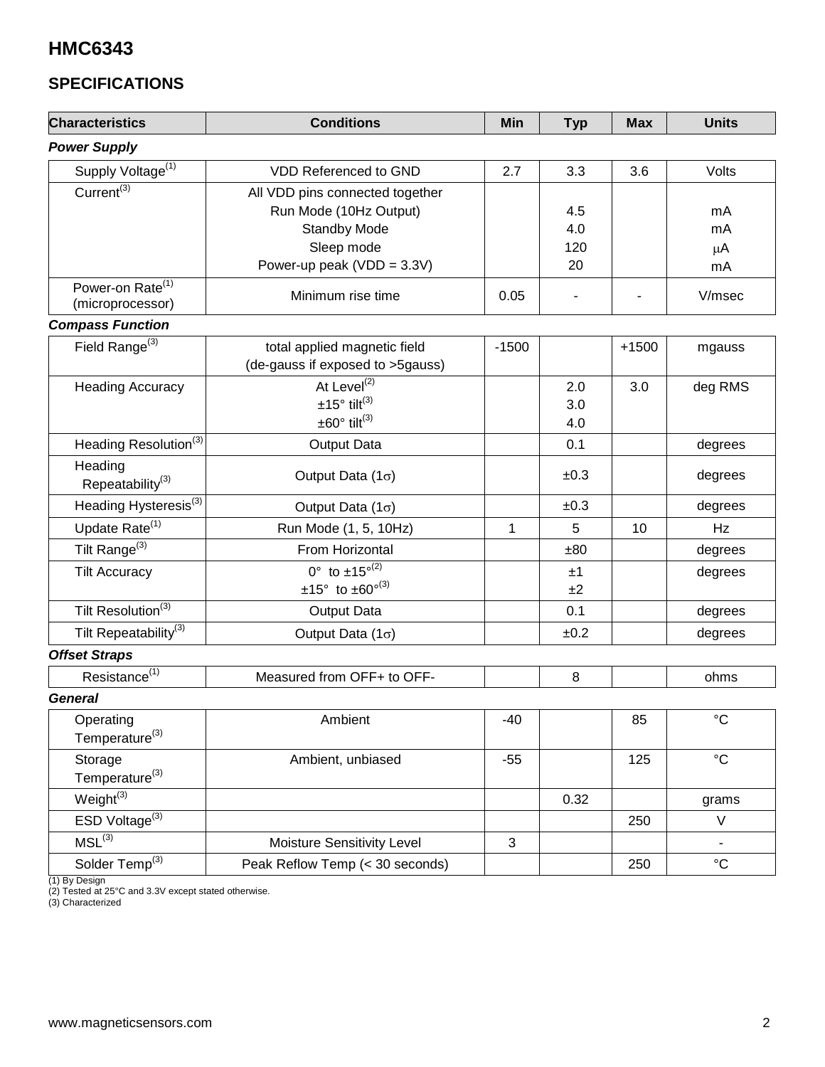# HMC6343

## SPECIFICATIONS

| Characteristics | Conditions | Min | Typ | Max | Units |
|---|---|---|---|---|---|
| ***Power Supply*** | | | | | |
| Supply Voltage[1] | VDD Referenced to GND | 2.7 | 3.3 | 3.6 | Volts |
| Current[3] | All VDD pins connected together<br>Run Mode (10Hz Output)<br>Standby Mode<br>Sleep mode<br>Power-up peak (VDD = 3.3V) | | <br>4.5<br>4.0<br>120<br>20 | | <br>mA<br>mA<br>μA<br>mA |
| Power-on Rate[1] (microprocessor) | Minimum rise time | 0.05 | - | - | V/msec |
| ***Compass Function*** | | | | | |
| Field Range[3] | total applied magnetic field (de-gauss if exposed to >5gauss) | -1500 | | +1500 | mgauss |
| Heading Accuracy | At Level[2]<br>±15° tilt[3]<br>±60° tilt[3] | | 2.0<br>3.0<br>4.0 | 3.0 | deg RMS |
| Heading Resolution[3] | Output Data | | 0.1 | | degrees |
| Heading Repeatability[3] | Output Data (1σ) | | ±0.3 | | degrees |
| Heading Hysteresis[3] | Output Data (1σ) | | ±0.3 | | degrees |
| Update Rate[1] | Run Mode (1, 5, 10Hz) | 1 | 5 | 10 | Hz |
| Tilt Range[3] | From Horizontal | | ±80 | | degrees |
| Tilt Accuracy | 0° to ±15°[2]<br>±15° to ±60°[3] | | ±1<br>±2 | | degrees |
| Tilt Resolution[3] | Output Data | | 0.1 | | degrees |
| Tilt Repeatability[3] | Output Data (1σ) | | ±0.2 | | degrees |
| ***Offset Straps*** | | | | | |
| Resistance[1] | Measured from OFF+ to OFF- | | 8 | | ohms |
| ***General*** | | | | | |
| Operating Temperature[3] | Ambient | -40 | | 85 | °C |
| Storage Temperature[3] | Ambient, unbiased | -55 | | 125 | °C |
| Weight[3] | | | 0.32 | | grams |
| ESD Voltage[3] | | | | 250 | V |
| MSL[3] | Moisture Sensitivity Level | 3 | | | - |
| Solder Temp[3] | Peak Reflow Temp (< 30 seconds) | | | 250 | °C |

(1) By Design
(2) Tested at 25°C and 3.3V except stated otherwise.
(3) Characterized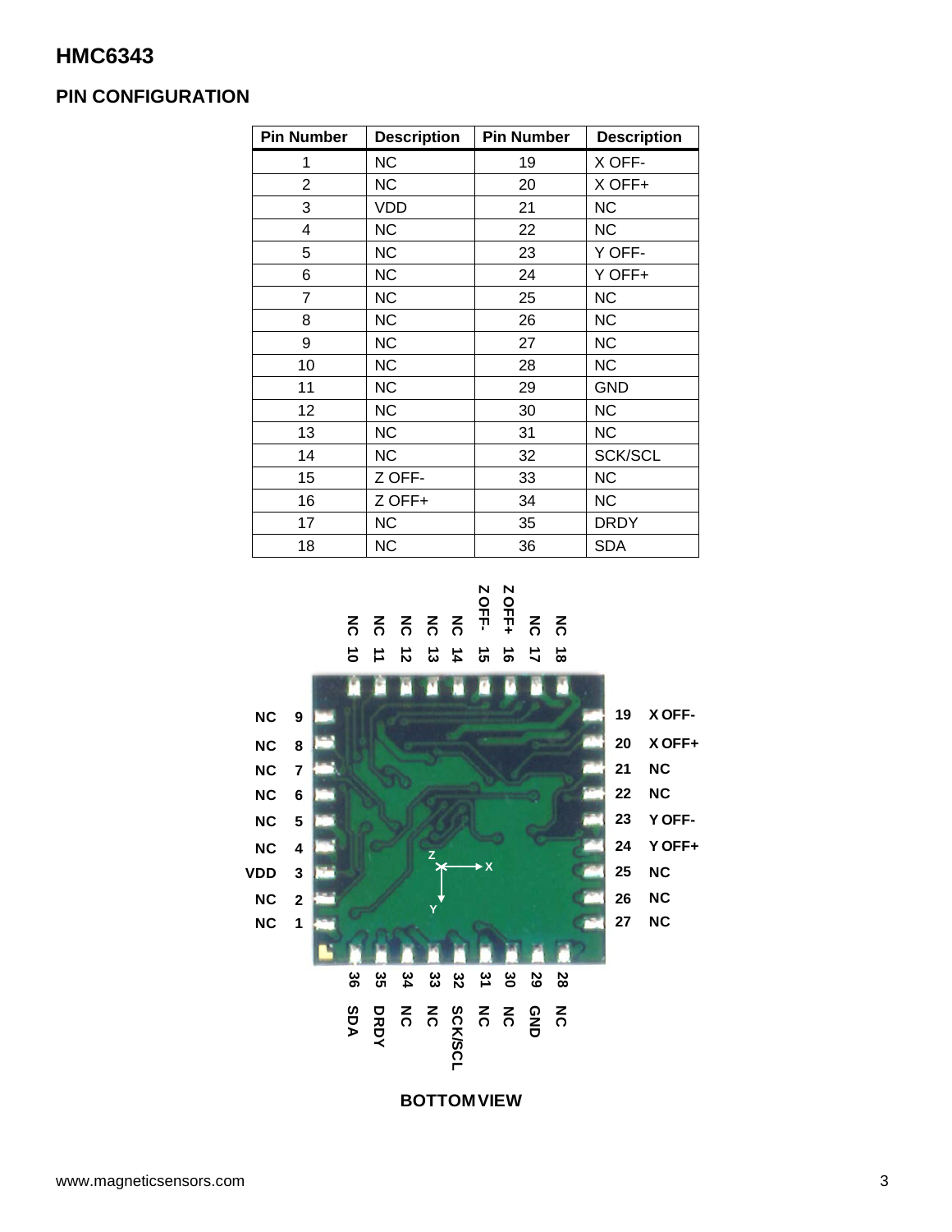# HMC6343

## PIN CONFIGURATION

| Pin Number | Description | Pin Number | Description |
|---|---|---|---|
| 1 | NC | 19 | X OFF- |
| 2 | NC | 20 | X OFF+ |
| 3 | VDD | 21 | NC |
| 4 | NC | 22 | NC |
| 5 | NC | 23 | Y OFF- |
| 6 | NC | 24 | Y OFF+ |
| 7 | NC | 25 | NC |
| 8 | NC | 26 | NC |
| 9 | NC | 27 | NC |
| 10 | NC | 28 | NC |
| 11 | NC | 29 | GND |
| 12 | NC | 30 | NC |
| 13 | NC | 31 | NC |
| 14 | NC | 32 | SCK/SCL |
| 15 | Z OFF- | 33 | NC |
| 16 | Z OFF+ | 34 | NC |
| 17 | NC | 35 | DRDY |
| 18 | NC | 36 | SDA |

BOTTOM VIEW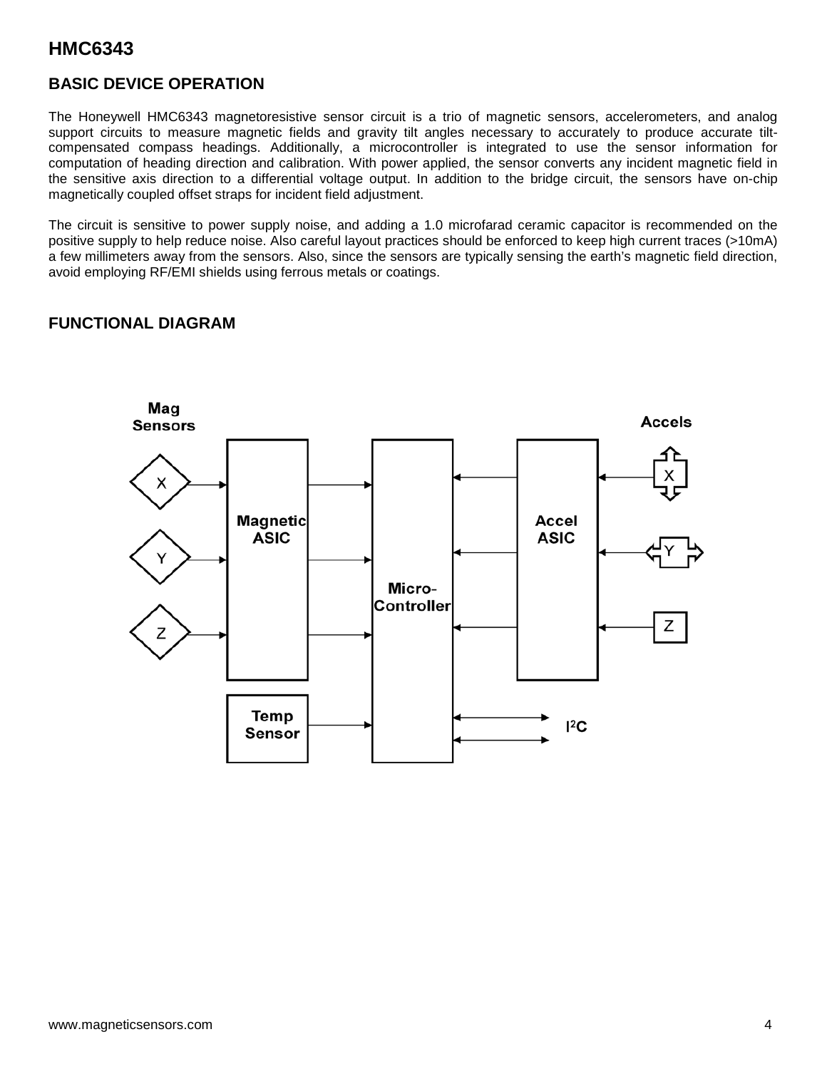# HMC6343

## BASIC DEVICE OPERATION

The Honeywell HMC6343 magnetoresistive sensor circuit is a trio of magnetic sensors, accelerometers, and analog support circuits to measure magnetic fields and gravity tilt angles necessary to accurately to produce accurate tilt-compensated compass headings. Additionally, a microcontroller is integrated to use the sensor information for computation of heading direction and calibration. With power applied, the sensor converts any incident magnetic field in the sensitive axis direction to a differential voltage output. In addition to the bridge circuit, the sensors have on-chip magnetically coupled offset straps for incident field adjustment.

The circuit is sensitive to power supply noise, and adding a 1.0 microfarad ceramic capacitor is recommended on the positive supply to help reduce noise. Also careful layout practices should be enforced to keep high current traces (>10mA) a few millimeters away from the sensors. Also, since the sensors are typically sensing the earth's magnetic field direction, avoid employing RF/EMI shields using ferrous metals or coatings.

## FUNCTIONAL DIAGRAM

Mag Sensors: X, Y, Z → Magnetic ASIC → Micro-Controller

Accels: X, Y, Z → Accel ASIC → Micro-Controller

Temp Sensor → Micro-Controller

Micro-Controller ↔ I2C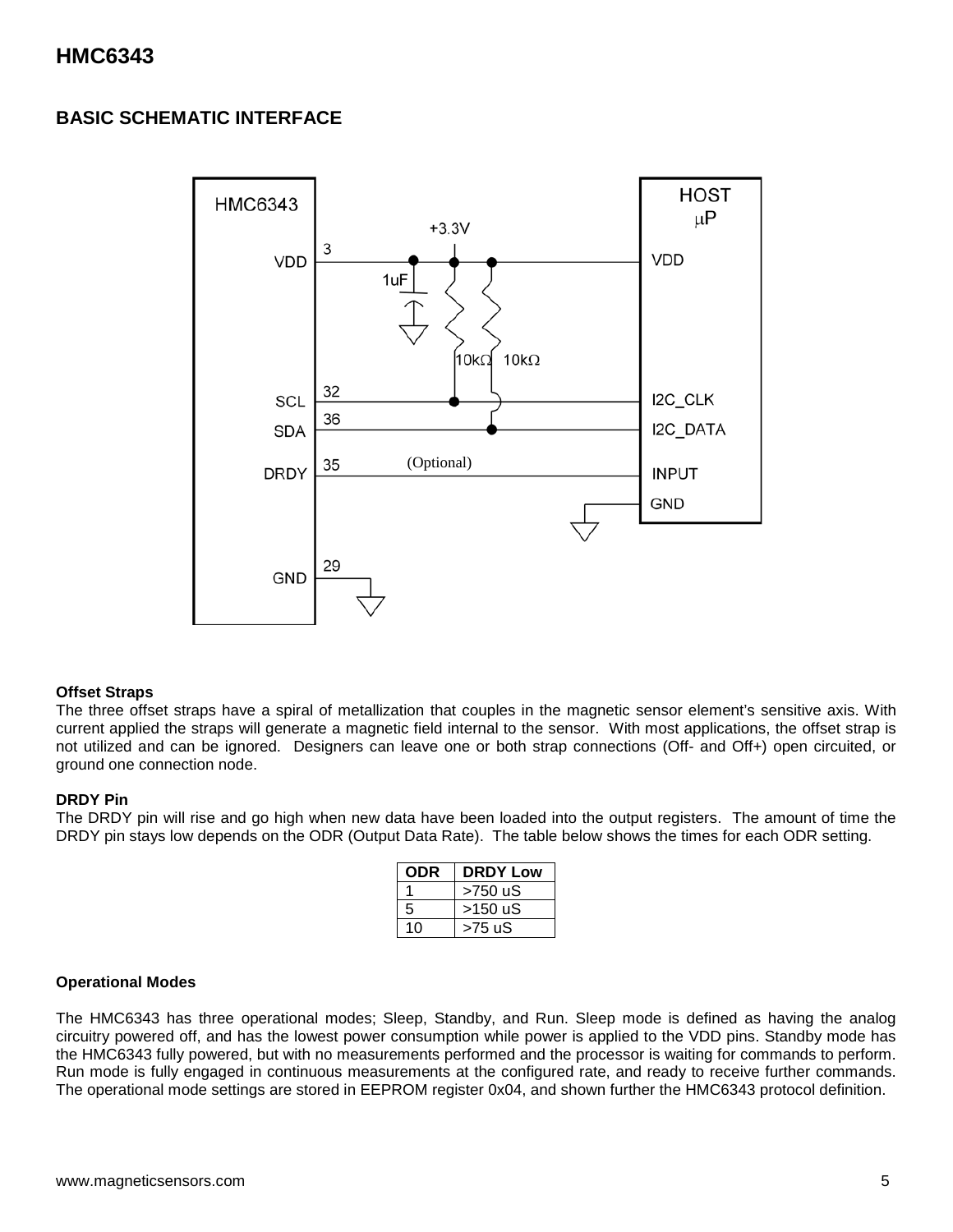## BASIC SCHEMATIC INTERFACE

**Offset Straps**

The three offset straps have a spiral of metallization that couples in the magnetic sensor element's sensitive axis. With current applied the straps will generate a magnetic field internal to the sensor. With most applications, the offset strap is not utilized and can be ignored. Designers can leave one or both strap connections (Off- and Off+) open circuited, or ground one connection node.

**DRDY Pin**

The DRDY pin will rise and go high when new data have been loaded into the output registers. The amount of time the DRDY pin stays low depends on the ODR (Output Data Rate). The table below shows the times for each ODR setting.

| ODR | DRDY Low |
|---|---|
| 1 | >750 uS |
| 5 | >150 uS |
| 10 | >75 uS |

**Operational Modes**

The HMC6343 has three operational modes; Sleep, Standby, and Run. Sleep mode is defined as having the analog circuitry powered off, and has the lowest power consumption while power is applied to the VDD pins. Standby mode has the HMC6343 fully powered, but with no measurements performed and the processor is waiting for commands to perform. Run mode is fully engaged in continuous measurements at the configured rate, and ready to receive further commands. The operational mode settings are stored in EEPROM register 0x04, and shown further the HMC6343 protocol definition.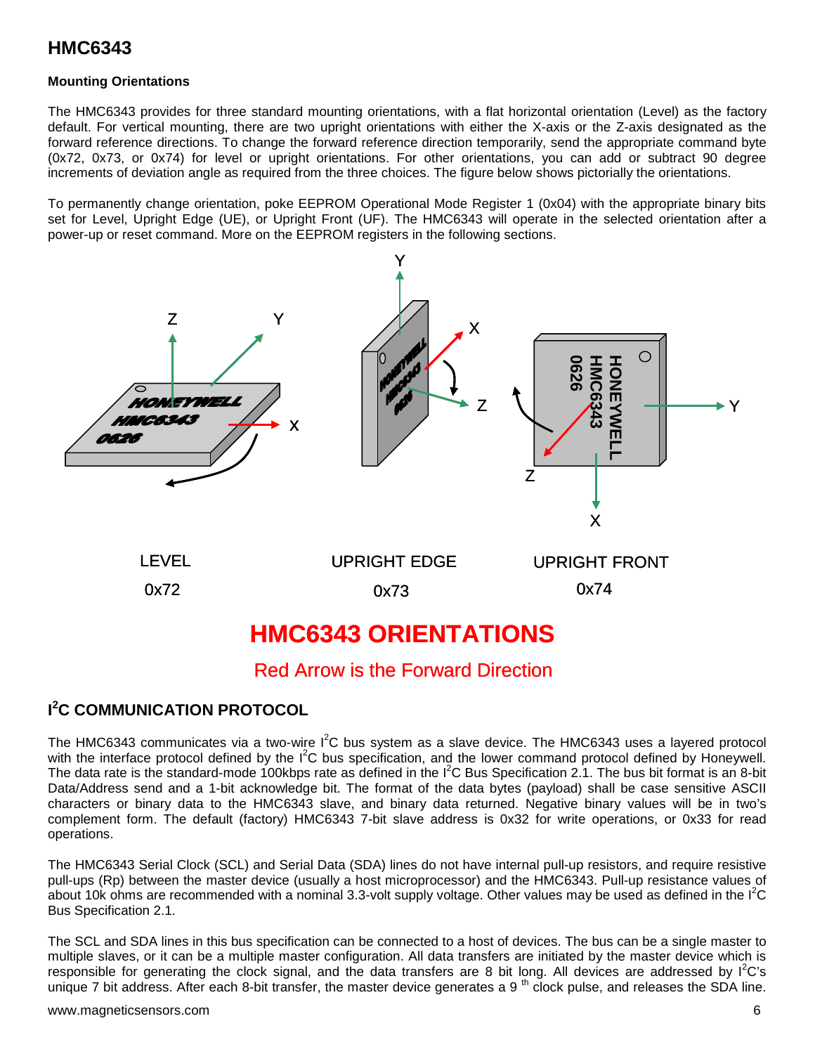## Mounting Orientations

The HMC6343 provides for three standard mounting orientations, with a flat horizontal orientation (Level) as the factory default. For vertical mounting, there are two upright orientations with either the X-axis or the Z-axis designated as the forward reference direction. To change the forward reference direction temporarily, send the appropriate command byte (0x72, 0x73, or 0x74) for level or upright orientations. For other orientations, you can add or subtract 90 degree increments of deviation angle as required from the three choices. The figure below shows pictorially the orientations.

To permanently change orientation, poke EEPROM Operational Mode Register 1 (0x04) with the appropriate binary bits set for Level, Upright Edge (UE), or Upright Front (UF). The HMC6343 will operate in the selected orientation after a power-up or reset command. More on the EEPROM registers in the following sections.

LEVEL 0x72 | UPRIGHT EDGE 0x73 | UPRIGHT FRONT 0x74

**HMC6343 ORIENTATIONS**

Red Arrow is the Forward Direction

## I²C COMMUNICATION PROTOCOL

The HMC6343 communicates via a two-wire I²C bus system as a slave device. The HMC6343 uses a layered protocol with the interface protocol defined by the I²C bus specification, and the lower command protocol defined by Honeywell. The data rate is the standard-mode 100kbps rate as defined in the I²C Bus Specification 2.1. The bus bit format is an 8-bit Data/Address send and a 1-bit acknowledge bit. The format of the data bytes (payload) shall be case sensitive ASCII characters or binary data to the HMC6343 slave, and binary data returned. Negative binary values will be in two's complement form. The default (factory) HMC6343 7-bit slave address is 0x32 for write operations, or 0x33 for read operations.

The HMC6343 Serial Clock (SCL) and Serial Data (SDA) lines do not have internal pull-up resistors, and require resistive pull-ups (Rp) between the master device (usually a host microprocessor) and the HMC6343. Pull-up resistance values of about 10k ohms are recommended with a nominal 3.3-volt supply voltage. Other values may be used as defined in the I²C Bus Specification 2.1.

The SCL and SDA lines in this bus specification can be connected to a host of devices. The bus can be a single master to multiple slaves, or it can be a multiple master configuration. All data transfers are initiated by the master device which is responsible for generating the clock signal, and the data transfers are 8 bit long. All devices are addressed by I²C's unique 7 bit address. After each 8-bit transfer, the master device generates a 9 th clock pulse, and releases the SDA line.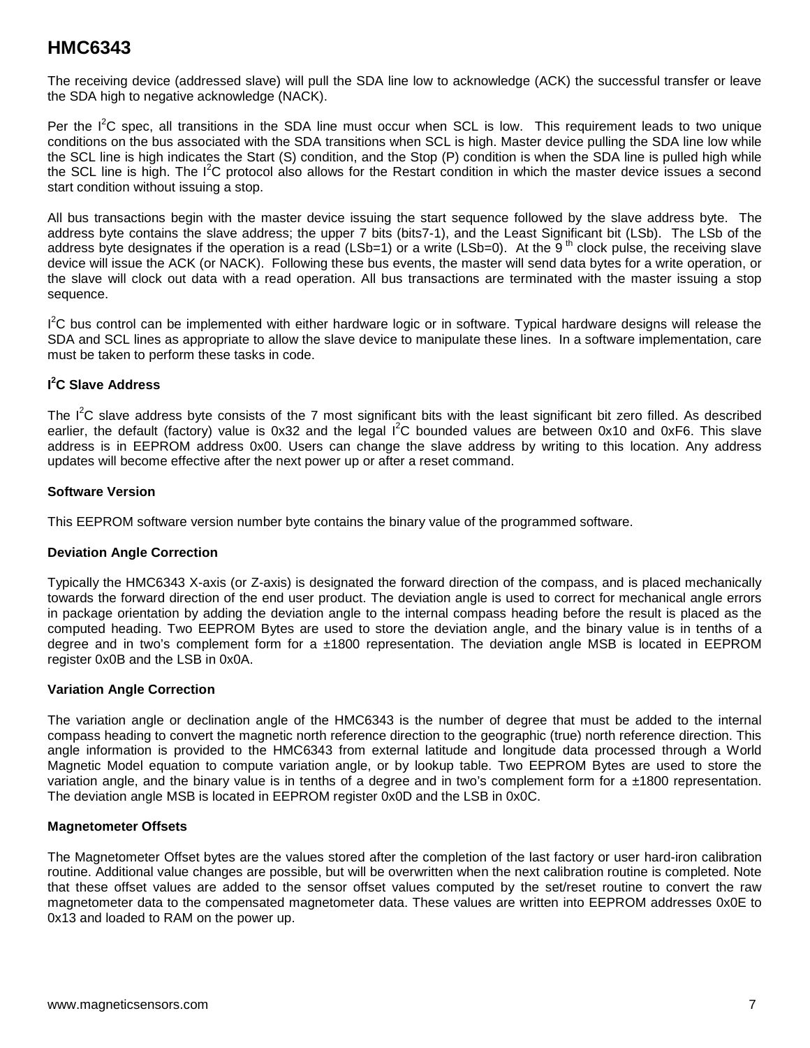The receiving device (addressed slave) will pull the SDA line low to acknowledge (ACK) the successful transfer or leave the SDA high to negative acknowledge (NACK).

Per the $I^2C$ spec, all transitions in the SDA line must occur when SCL is low. This requirement leads to two unique conditions on the bus associated with the SDA transitions when SCL is high. Master device pulling the SDA line low while the SCL line is high indicates the Start (S) condition, and the Stop (P) condition is when the SDA line is pulled high while the SCL line is high. The $I^2C$ protocol also allows for the Restart condition in which the master device issues a second start condition without issuing a stop.

All bus transactions begin with the master device issuing the start sequence followed by the slave address byte. The address byte contains the slave address; the upper 7 bits (bits7-1), and the Least Significant bit (LSb). The LSb of the address byte designates if the operation is a read (LSb=1) or a write (LSb=0). At the $9^{th}$ clock pulse, the receiving slave device will issue the ACK (or NACK). Following these bus events, the master will send data bytes for a write operation, or the slave will clock out data with a read operation. All bus transactions are terminated with the master issuing a stop sequence.

$I^2C$ bus control can be implemented with either hardware logic or in software. Typical hardware designs will release the SDA and SCL lines as appropriate to allow the slave device to manipulate these lines. In a software implementation, care must be taken to perform these tasks in code.

### $I^2C$ Slave Address

The $I^2C$ slave address byte consists of the 7 most significant bits with the least significant bit zero filled. As described earlier, the default (factory) value is 0x32 and the legal $I^2C$ bounded values are between 0x10 and 0xF6. This slave address is in EEPROM address 0x00. Users can change the slave address by writing to this location. Any address updates will become effective after the next power up or after a reset command.

### Software Version

This EEPROM software version number byte contains the binary value of the programmed software.

### Deviation Angle Correction

Typically the HMC6343 X-axis (or Z-axis) is designated the forward direction of the compass, and is placed mechanically towards the forward direction of the end user product. The deviation angle is used to correct for mechanical angle errors in package orientation by adding the deviation angle to the internal compass heading before the result is placed as the computed heading. Two EEPROM Bytes are used to store the deviation angle, and the binary value is in tenths of a degree and in two's complement form for a ±1800 representation. The deviation angle MSB is located in EEPROM register 0x0B and the LSB in 0x0A.

### Variation Angle Correction

The variation angle or declination angle of the HMC6343 is the number of degree that must be added to the internal compass heading to convert the magnetic north reference direction to the geographic (true) north reference direction. This angle information is provided to the HMC6343 from external latitude and longitude data processed through a World Magnetic Model equation to compute variation angle, or by lookup table. Two EEPROM Bytes are used to store the variation angle, and the binary value is in tenths of a degree and in two's complement form for a ±1800 representation. The deviation angle MSB is located in EEPROM register 0x0D and the LSB in 0x0C.

### Magnetometer Offsets

The Magnetometer Offset bytes are the values stored after the completion of the last factory or user hard-iron calibration routine. Additional value changes are possible, but will be overwritten when the next calibration routine is completed. Note that these offset values are added to the sensor offset values computed by the set/reset routine to convert the raw magnetometer data to the compensated magnetometer data. These values are written into EEPROM addresses 0x0E to 0x13 and loaded to RAM on the power up.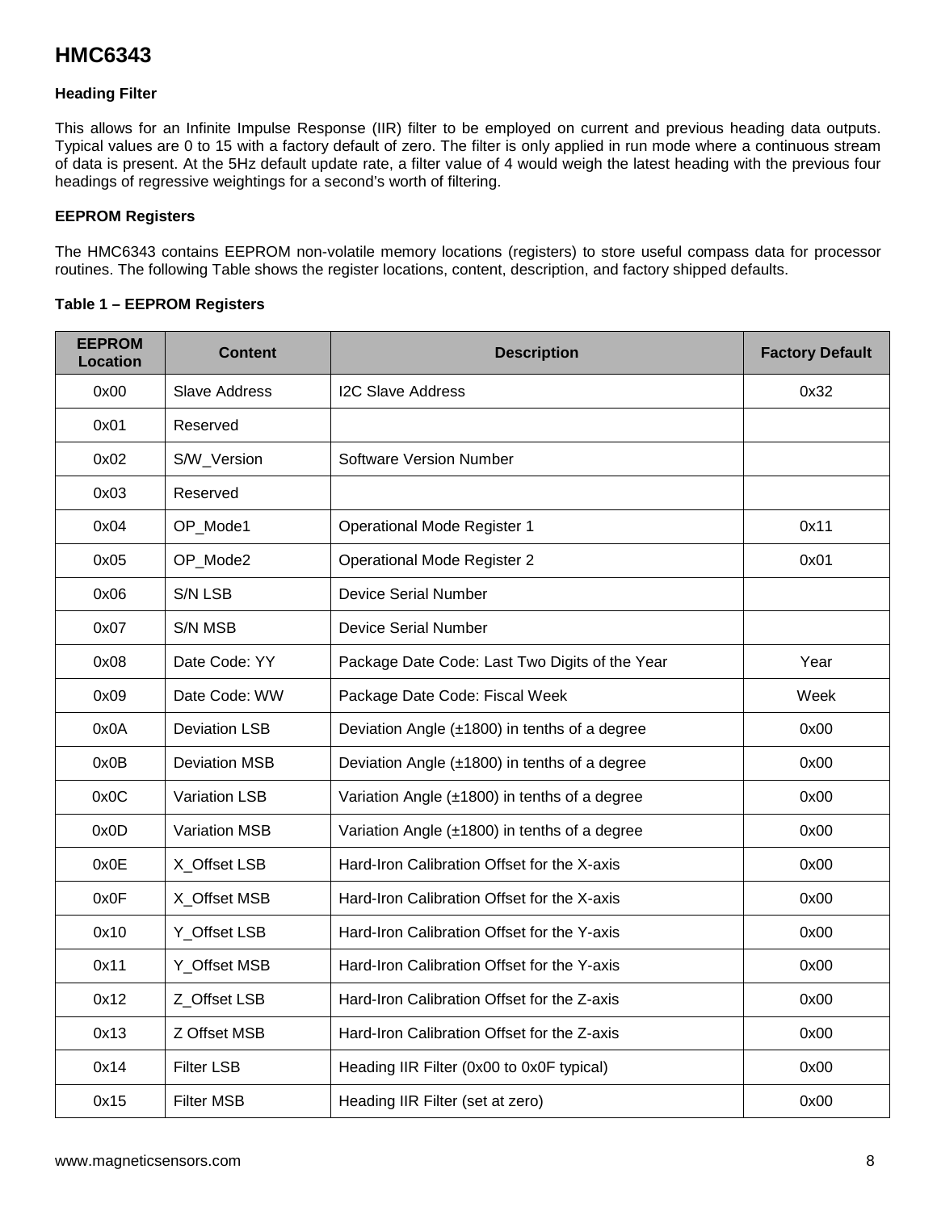## Heading Filter

This allows for an Infinite Impulse Response (IIR) filter to be employed on current and previous heading data outputs. Typical values are 0 to 15 with a factory default of zero. The filter is only applied in run mode where a continuous stream of data is present. At the 5Hz default update rate, a filter value of 4 would weigh the latest heading with the previous four headings of regressive weightings for a second's worth of filtering.

## EEPROM Registers

The HMC6343 contains EEPROM non-volatile memory locations (registers) to store useful compass data for processor routines. The following Table shows the register locations, content, description, and factory shipped defaults.

**Table 1 – EEPROM Registers**

| EEPROM Location | Content | Description | Factory Default |
|---|---|---|---|
| 0x00 | Slave Address | I2C Slave Address | 0x32 |
| 0x01 | Reserved | | |
| 0x02 | S/W_Version | Software Version Number | |
| 0x03 | Reserved | | |
| 0x04 | OP_Mode1 | Operational Mode Register 1 | 0x11 |
| 0x05 | OP_Mode2 | Operational Mode Register 2 | 0x01 |
| 0x06 | S/N LSB | Device Serial Number | |
| 0x07 | S/N MSB | Device Serial Number | |
| 0x08 | Date Code: YY | Package Date Code: Last Two Digits of the Year | Year |
| 0x09 | Date Code: WW | Package Date Code: Fiscal Week | Week |
| 0x0A | Deviation LSB | Deviation Angle (±1800) in tenths of a degree | 0x00 |
| 0x0B | Deviation MSB | Deviation Angle (±1800) in tenths of a degree | 0x00 |
| 0x0C | Variation LSB | Variation Angle (±1800) in tenths of a degree | 0x00 |
| 0x0D | Variation MSB | Variation Angle (±1800) in tenths of a degree | 0x00 |
| 0x0E | X_Offset LSB | Hard-Iron Calibration Offset for the X-axis | 0x00 |
| 0x0F | X_Offset MSB | Hard-Iron Calibration Offset for the X-axis | 0x00 |
| 0x10 | Y_Offset LSB | Hard-Iron Calibration Offset for the Y-axis | 0x00 |
| 0x11 | Y_Offset MSB | Hard-Iron Calibration Offset for the Y-axis | 0x00 |
| 0x12 | Z_Offset LSB | Hard-Iron Calibration Offset for the Z-axis | 0x00 |
| 0x13 | Z Offset MSB | Hard-Iron Calibration Offset for the Z-axis | 0x00 |
| 0x14 | Filter LSB | Heading IIR Filter (0x00 to 0x0F typical) | 0x00 |
| 0x15 | Filter MSB | Heading IIR Filter (set at zero) | 0x00 |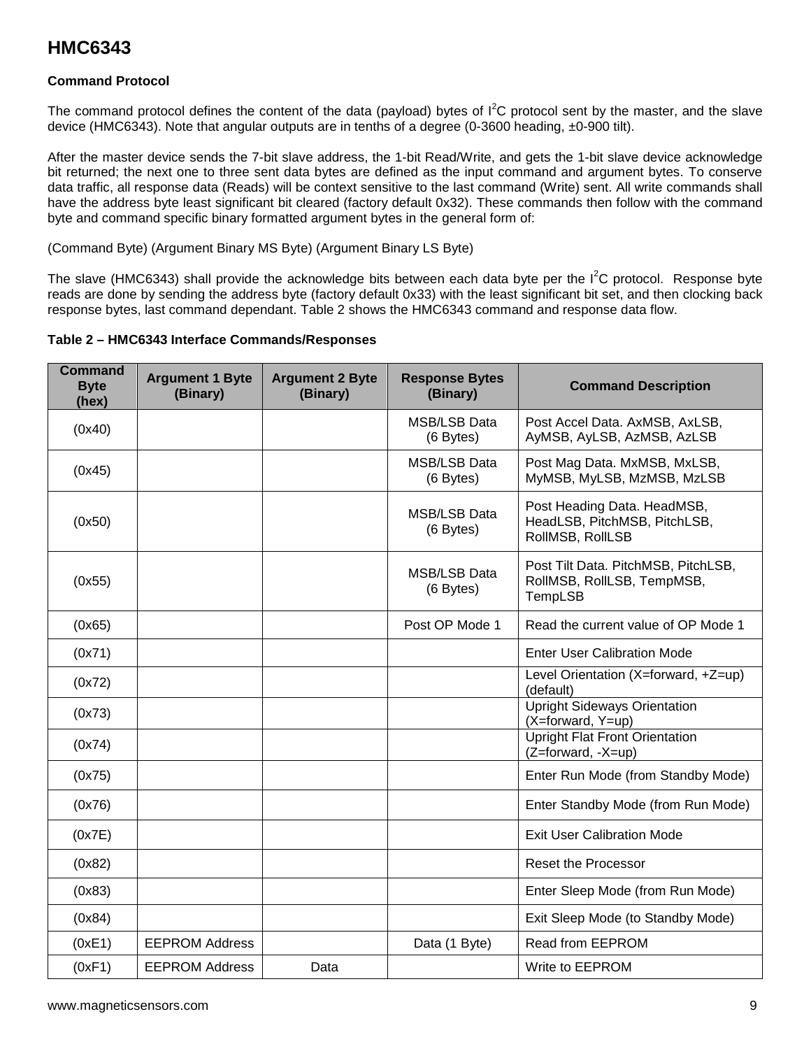## Command Protocol

The command protocol defines the content of the data (payload) bytes of $I^2C$ protocol sent by the master, and the slave device (HMC6343). Note that angular outputs are in tenths of a degree (0-3600 heading, ±0-900 tilt).

After the master device sends the 7-bit slave address, the 1-bit Read/Write, and gets the 1-bit slave device acknowledge bit returned; the next one to three sent data bytes are defined as the input command and argument bytes. To conserve data traffic, all response data (Reads) will be context sensitive to the last command (Write) sent. All write commands shall have the address byte least significant bit cleared (factory default 0x32). These commands then follow with the command byte and command specific binary formatted argument bytes in the general form of:

(Command Byte) (Argument Binary MS Byte) (Argument Binary LS Byte)

The slave (HMC6343) shall provide the acknowledge bits between each data byte per the $I^2C$ protocol. Response byte reads are done by sending the address byte (factory default 0x33) with the least significant bit set, and then clocking back response bytes, last command dependant. Table 2 shows the HMC6343 command and response data flow.

**Table 2 – HMC6343 Interface Commands/Responses**

| Command Byte (hex) | Argument 1 Byte (Binary) | Argument 2 Byte (Binary) | Response Bytes (Binary) | Command Description |
|---|---|---|---|---|
| (0x40) | | | MSB/LSB Data (6 Bytes) | Post Accel Data. AxMSB, AxLSB, AyMSB, AyLSB, AzMSB, AzLSB |
| (0x45) | | | MSB/LSB Data (6 Bytes) | Post Mag Data. MxMSB, MxLSB, MyMSB, MyLSB, MzMSB, MzLSB |
| (0x50) | | | MSB/LSB Data (6 Bytes) | Post Heading Data. HeadMSB, HeadLSB, PitchMSB, PitchLSB, RollMSB, RollLSB |
| (0x55) | | | MSB/LSB Data (6 Bytes) | Post Tilt Data. PitchMSB, PitchLSB, RollMSB, RollLSB, TempMSB, TempLSB |
| (0x65) | | | Post OP Mode 1 | Read the current value of OP Mode 1 |
| (0x71) | | | | Enter User Calibration Mode |
| (0x72) | | | | Level Orientation (X=forward, +Z=up) (default) |
| (0x73) | | | | Upright Sideways Orientation (X=forward, Y=up) |
| (0x74) | | | | Upright Flat Front Orientation (Z=forward, -X=up) |
| (0x75) | | | | Enter Run Mode (from Standby Mode) |
| (0x76) | | | | Enter Standby Mode (from Run Mode) |
| (0x7E) | | | | Exit User Calibration Mode |
| (0x82) | | | | Reset the Processor |
| (0x83) | | | | Enter Sleep Mode (from Run Mode) |
| (0x84) | | | | Exit Sleep Mode (to Standby Mode) |
| (0xE1) | EEPROM Address | | Data (1 Byte) | Read from EEPROM |
| (0xF1) | EEPROM Address | Data | | Write to EEPROM |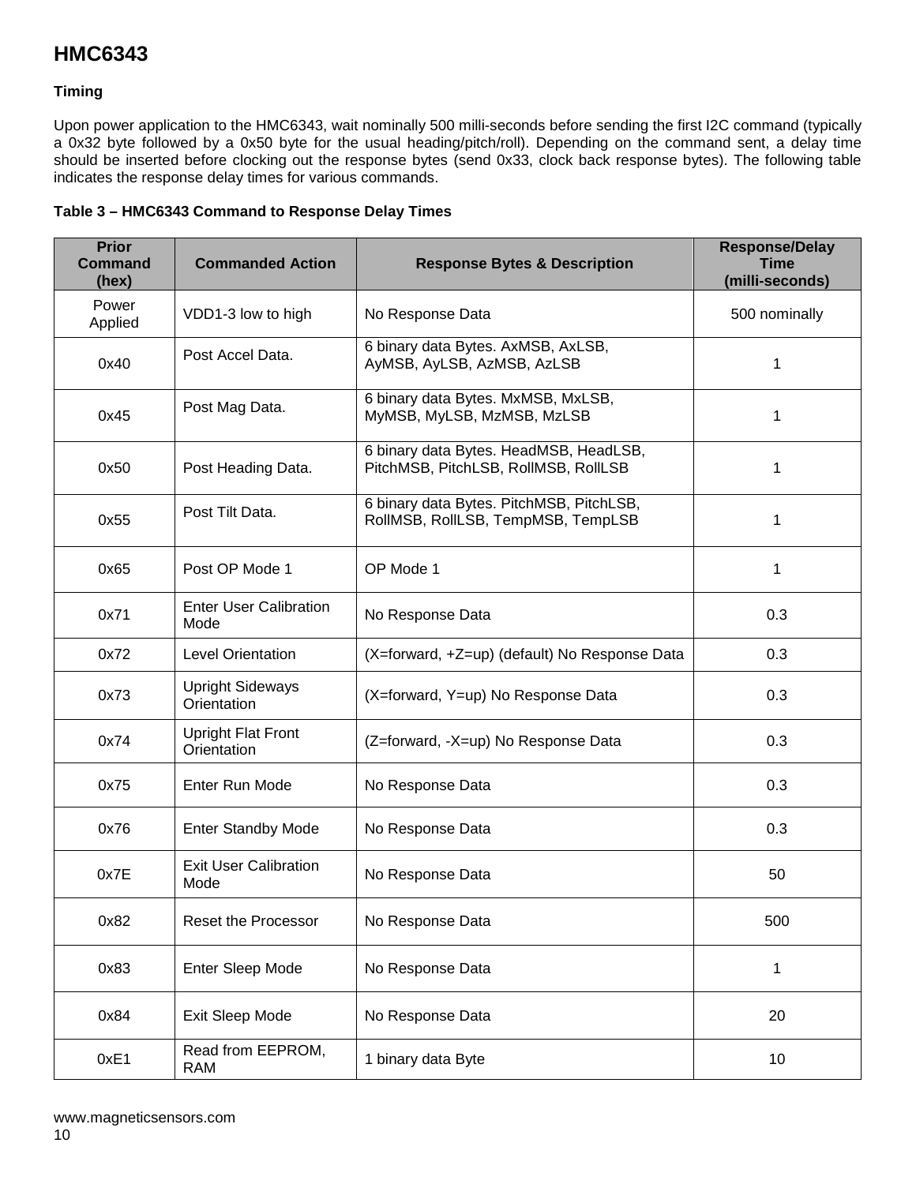# HMC6343

### Timing

Upon power application to the HMC6343, wait nominally 500 milli-seconds before sending the first I2C command (typically a 0x32 byte followed by a 0x50 byte for the usual heading/pitch/roll). Depending on the command sent, a delay time should be inserted before clocking out the response bytes (send 0x33, clock back response bytes). The following table indicates the response delay times for various commands.

**Table 3 – HMC6343 Command to Response Delay Times**

| Prior Command (hex) | Commanded Action | Response Bytes & Description | Response/Delay Time (milli-seconds) |
|---|---|---|---|
| Power Applied | VDD1-3 low to high | No Response Data | 500 nominally |
| 0x40 | Post Accel Data. | 6 binary data Bytes. AxMSB, AxLSB, AyMSB, AyLSB, AzMSB, AzLSB | 1 |
| 0x45 | Post Mag Data. | 6 binary data Bytes. MxMSB, MxLSB, MyMSB, MyLSB, MzMSB, MzLSB | 1 |
| 0x50 | Post Heading Data. | 6 binary data Bytes. HeadMSB, HeadLSB, PitchMSB, PitchLSB, RollMSB, RollLSB | 1 |
| 0x55 | Post Tilt Data. | 6 binary data Bytes. PitchMSB, PitchLSB, RollMSB, RollLSB, TempMSB, TempLSB | 1 |
| 0x65 | Post OP Mode 1 | OP Mode 1 | 1 |
| 0x71 | Enter User Calibration Mode | No Response Data | 0.3 |
| 0x72 | Level Orientation | (X=forward, +Z=up) (default) No Response Data | 0.3 |
| 0x73 | Upright Sideways Orientation | (X=forward, Y=up) No Response Data | 0.3 |
| 0x74 | Upright Flat Front Orientation | (Z=forward, -X=up) No Response Data | 0.3 |
| 0x75 | Enter Run Mode | No Response Data | 0.3 |
| 0x76 | Enter Standby Mode | No Response Data | 0.3 |
| 0x7E | Exit User Calibration Mode | No Response Data | 50 |
| 0x82 | Reset the Processor | No Response Data | 500 |
| 0x83 | Enter Sleep Mode | No Response Data | 1 |
| 0x84 | Exit Sleep Mode | No Response Data | 20 |
| 0xE1 | Read from EEPROM, RAM | 1 binary data Byte | 10 |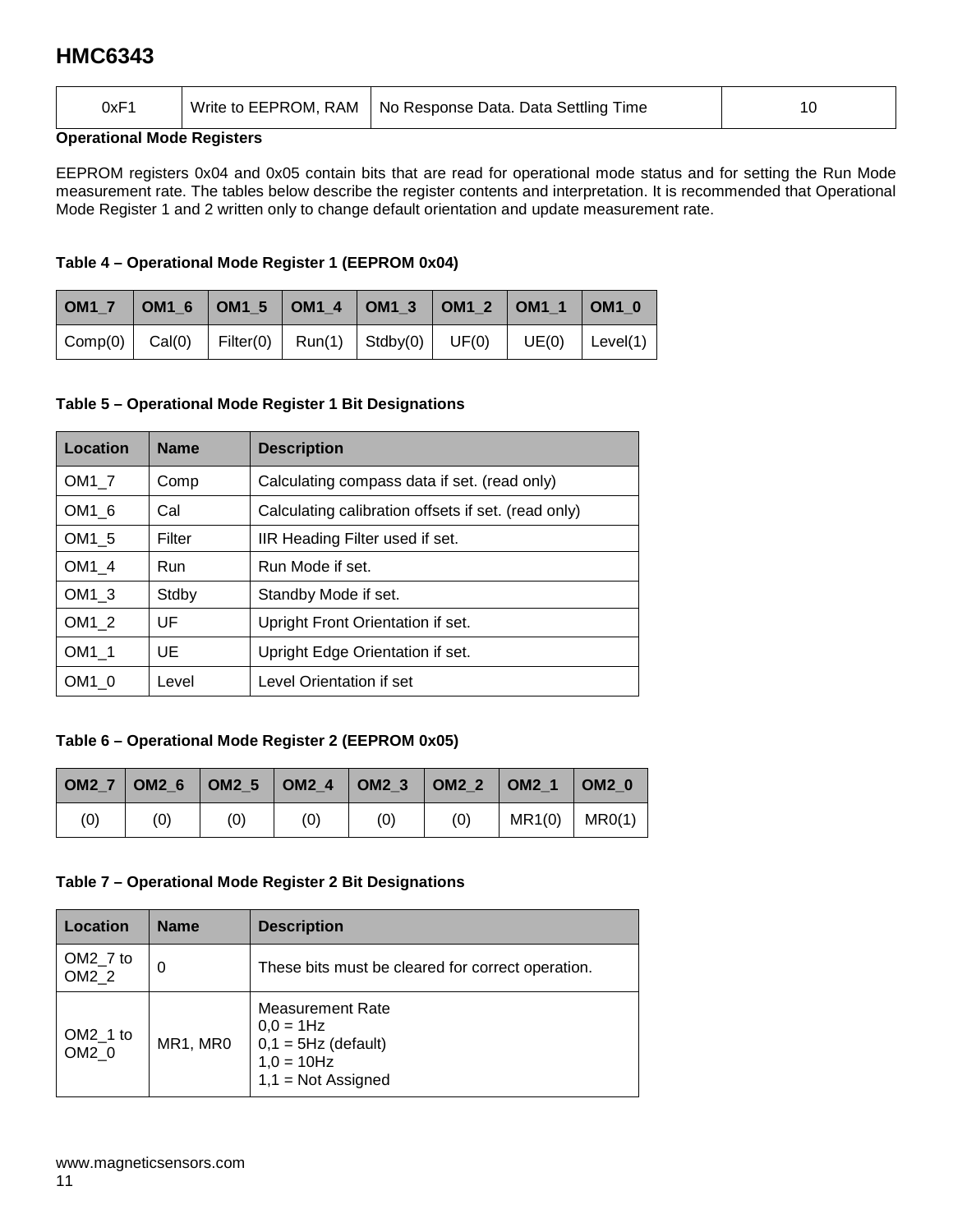| 0xF1 | Write to EEPROM, RAM | No Response Data. Data Settling Time | 10 |
|---|---|---|---|

**Operational Mode Registers**

EEPROM registers 0x04 and 0x05 contain bits that are read for operational mode status and for setting the Run Mode measurement rate. The tables below describe the register contents and interpretation. It is recommended that Operational Mode Register 1 and 2 written only to change default orientation and update measurement rate.

**Table 4 – Operational Mode Register 1 (EEPROM 0x04)**

| OM1_7 | OM1_6 | OM1_5 | OM1_4 | OM1_3 | OM1_2 | OM1_1 | OM1_0 |
|---|---|---|---|---|---|---|---|
| Comp(0) | Cal(0) | Filter(0) | Run(1) | Stdby(0) | UF(0) | UE(0) | Level(1) |

**Table 5 – Operational Mode Register 1 Bit Designations**

| Location | Name | Description |
|---|---|---|
| OM1_7 | Comp | Calculating compass data if set. (read only) |
| OM1_6 | Cal | Calculating calibration offsets if set. (read only) |
| OM1_5 | Filter | IIR Heading Filter used if set. |
| OM1_4 | Run | Run Mode if set. |
| OM1_3 | Stdby | Standby Mode if set. |
| OM1_2 | UF | Upright Front Orientation if set. |
| OM1_1 | UE | Upright Edge Orientation if set. |
| OM1_0 | Level | Level Orientation if set |

**Table 6 – Operational Mode Register 2 (EEPROM 0x05)**

| OM2_7 | OM2_6 | OM2_5 | OM2_4 | OM2_3 | OM2_2 | OM2_1 | OM2_0 |
|---|---|---|---|---|---|---|---|
| (0) | (0) | (0) | (0) | (0) | (0) | MR1(0) | MR0(1) |

**Table 7 – Operational Mode Register 2 Bit Designations**

| Location | Name | Description |
|---|---|---|
| OM2_7 to OM2_2 | 0 | These bits must be cleared for correct operation. |
| OM2_1 to OM2_0 | MR1, MR0 | Measurement Rate<br>0,0 = 1Hz<br>0,1 = 5Hz (default)<br>1,0 = 10Hz<br>1,1 = Not Assigned |

www.magneticsensors.com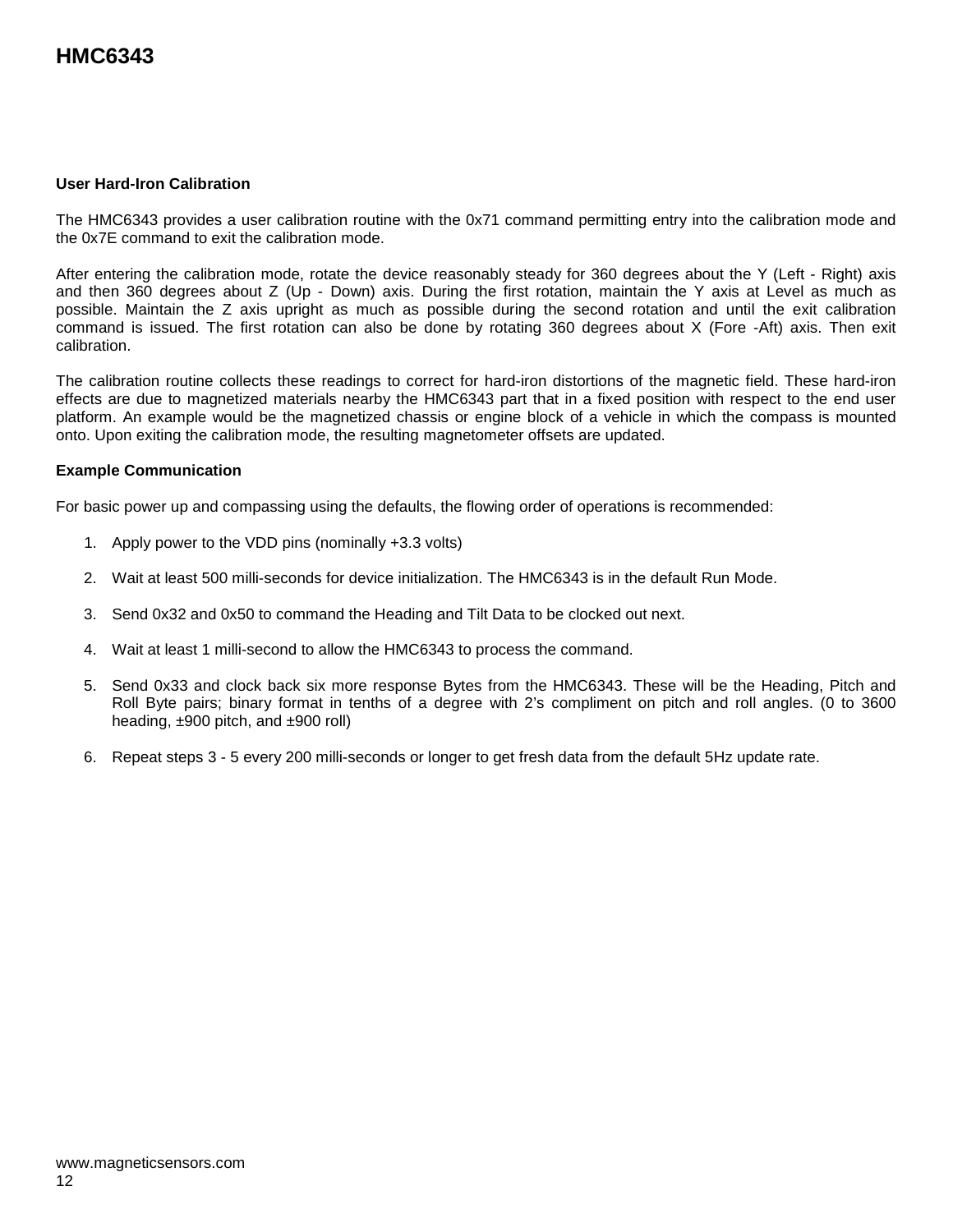### User Hard-Iron Calibration

The HMC6343 provides a user calibration routine with the 0x71 command permitting entry into the calibration mode and the 0x7E command to exit the calibration mode.

After entering the calibration mode, rotate the device reasonably steady for 360 degrees about the Y (Left - Right) axis and then 360 degrees about Z (Up - Down) axis. During the first rotation, maintain the Y axis at Level as much as possible. Maintain the Z axis upright as much as possible during the second rotation and until the exit calibration command is issued. The first rotation can also be done by rotating 360 degrees about X (Fore -Aft) axis. Then exit calibration.

The calibration routine collects these readings to correct for hard-iron distortions of the magnetic field. These hard-iron effects are due to magnetized materials nearby the HMC6343 part that in a fixed position with respect to the end user platform. An example would be the magnetized chassis or engine block of a vehicle in which the compass is mounted onto. Upon exiting the calibration mode, the resulting magnetometer offsets are updated.

### Example Communication

For basic power up and compassing using the defaults, the flowing order of operations is recommended:

1. Apply power to the VDD pins (nominally +3.3 volts)
2. Wait at least 500 milli-seconds for device initialization. The HMC6343 is in the default Run Mode.
3. Send 0x32 and 0x50 to command the Heading and Tilt Data to be clocked out next.
4. Wait at least 1 milli-second to allow the HMC6343 to process the command.
5. Send 0x33 and clock back six more response Bytes from the HMC6343. These will be the Heading, Pitch and Roll Byte pairs; binary format in tenths of a degree with 2's compliment on pitch and roll angles. (0 to 3600 heading, ±900 pitch, and ±900 roll)
6. Repeat steps 3 - 5 every 200 milli-seconds or longer to get fresh data from the default 5Hz update rate.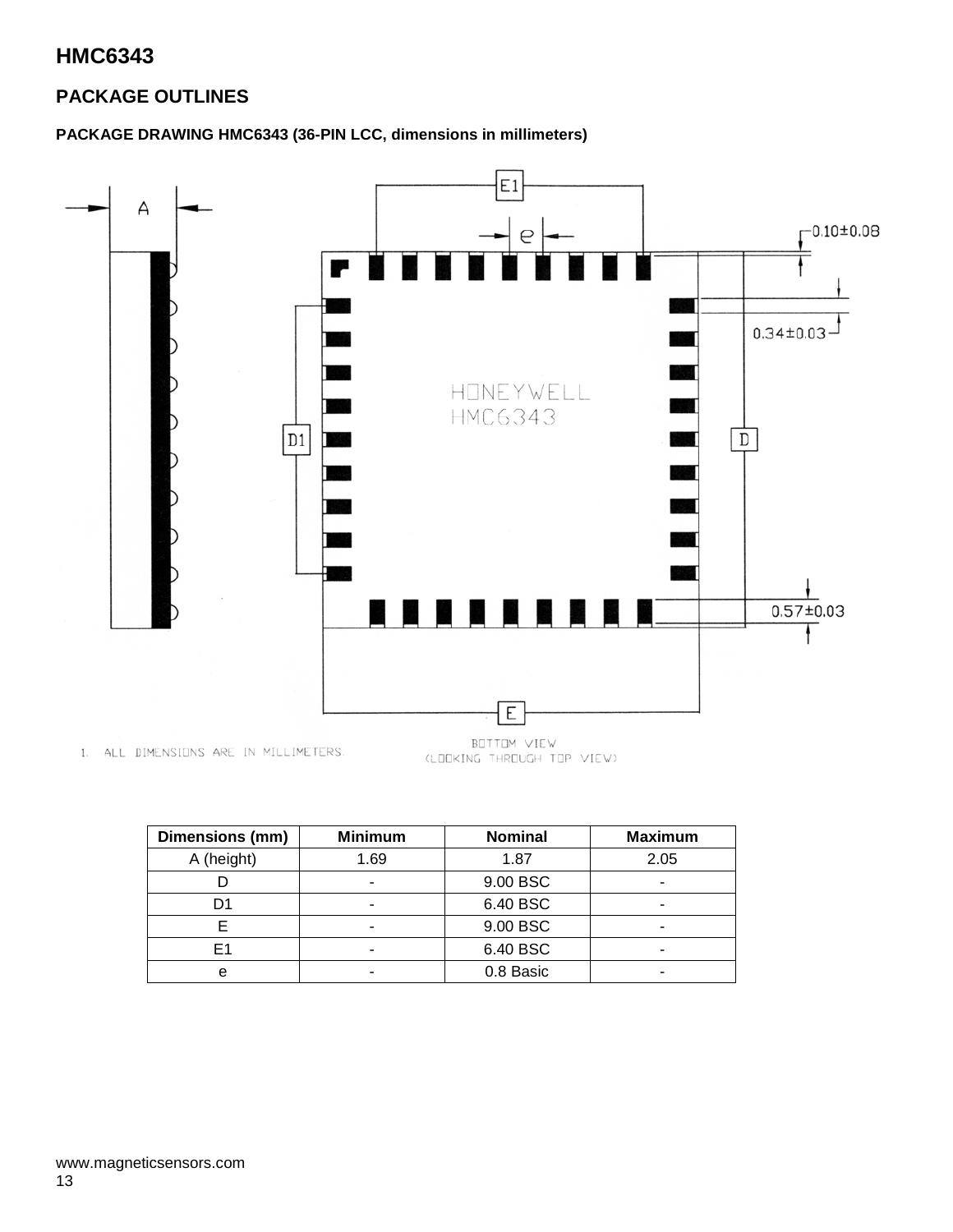## PACKAGE OUTLINES

### PACKAGE DRAWING HMC6343 (36-PIN LCC, dimensions in millimeters)

1. ALL DIMENSIONS ARE IN MILLIMETERS.

BOTTOM VIEW
(LOOKING THROUGH TOP VIEW)

| Dimensions (mm) | Minimum | Nominal | Maximum |
|---|---|---|---|
| A (height) | 1.69 | 1.87 | 2.05 |
| D | - | 9.00 BSC | - |
| D1 | - | 6.40 BSC | - |
| E | - | 9.00 BSC | - |
| E1 | - | 6.40 BSC | - |
| e | - | 0.8 Basic | - |

www.magneticsensors.com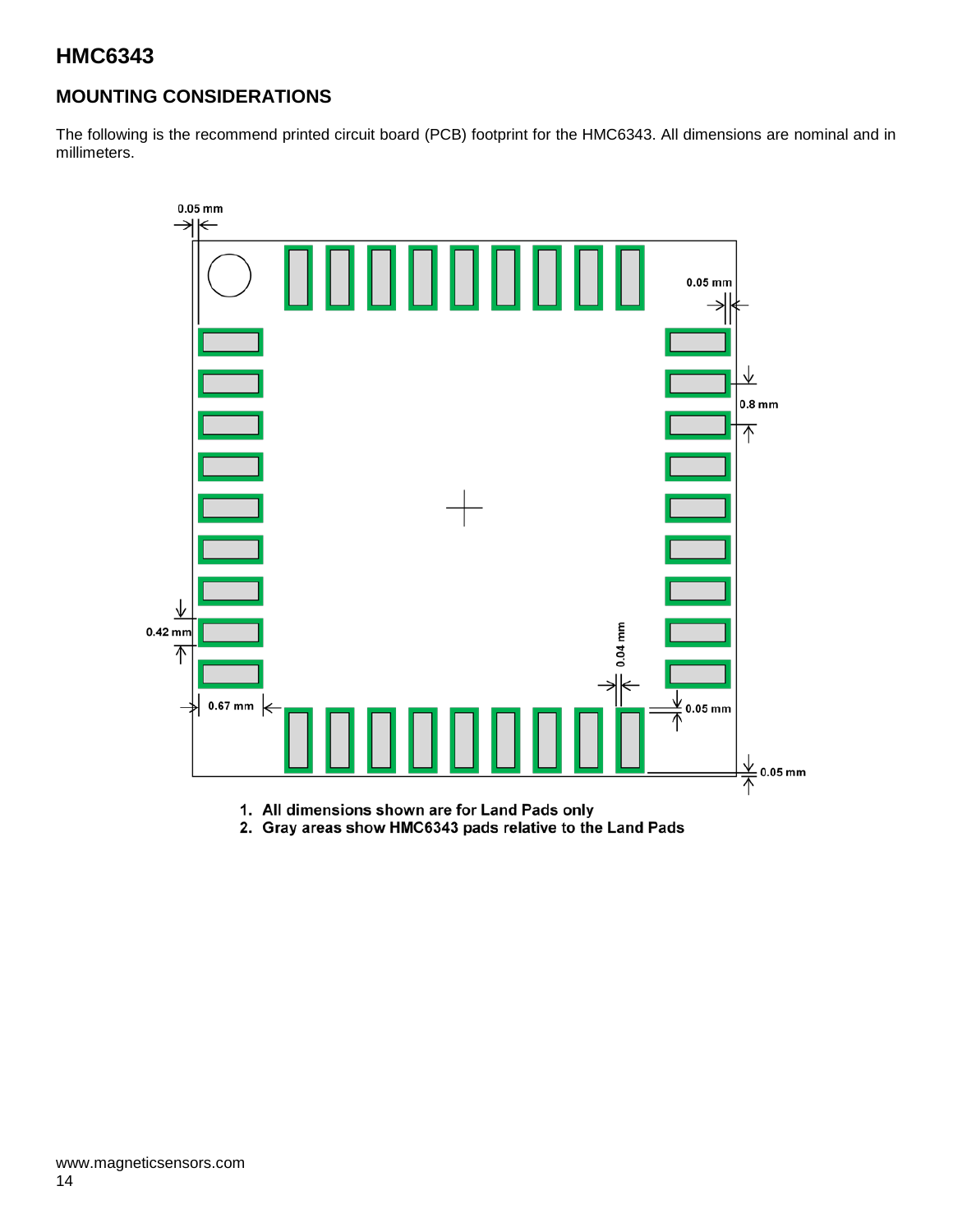## MOUNTING CONSIDERATIONS

The following is the recommend printed circuit board (PCB) footprint for the HMC6343. All dimensions are nominal and in millimeters.

1. All dimensions shown are for Land Pads only
2. Gray areas show HMC6343 pads relative to the Land Pads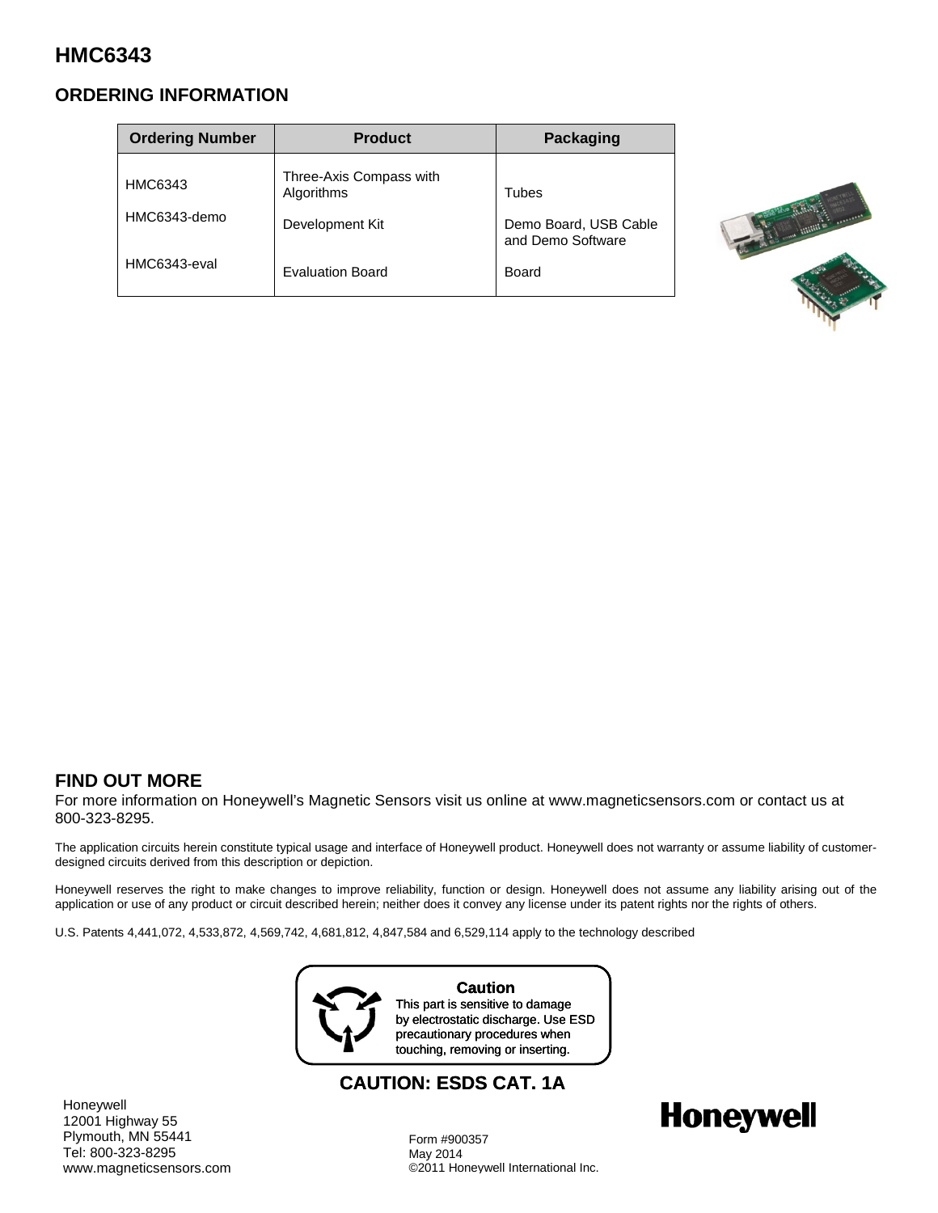## ORDERING INFORMATION

| Ordering Number | Product | Packaging |
| --- | --- | --- |
| HMC6343 | Three-Axis Compass with Algorithms | Tubes |
| HMC6343-demo | Development Kit | Demo Board, USB Cable and Demo Software |
| HMC6343-eval | Evaluation Board | Board |

## FIND OUT MORE

For more information on Honeywell's Magnetic Sensors visit us online at www.magneticsensors.com or contact us at 800-323-8295.

The application circuits herein constitute typical usage and interface of Honeywell product. Honeywell does not warranty or assume liability of customer-designed circuits derived from this description or depiction.

Honeywell reserves the right to make changes to improve reliability, function or design. Honeywell does not assume any liability arising out of the application or use of any product or circuit described herein; neither does it convey any license under its patent rights nor the rights of others.

U.S. Patents 4,441,072, 4,533,872, 4,569,742, 4,681,812, 4,847,584 and 6,529,114 apply to the technology described

**Caution**
This part is sensitive to damage by electrostatic discharge. Use ESD precautionary procedures when touching, removing or inserting.

**CAUTION: ESDS CAT. 1A**

Honeywell
12001 Highway 55
Plymouth, MN 55441
Tel: 800-323-8295
www.magneticsensors.com

Form #900357
May 2014
©2011 Honeywell International Inc.

**Honeywell**